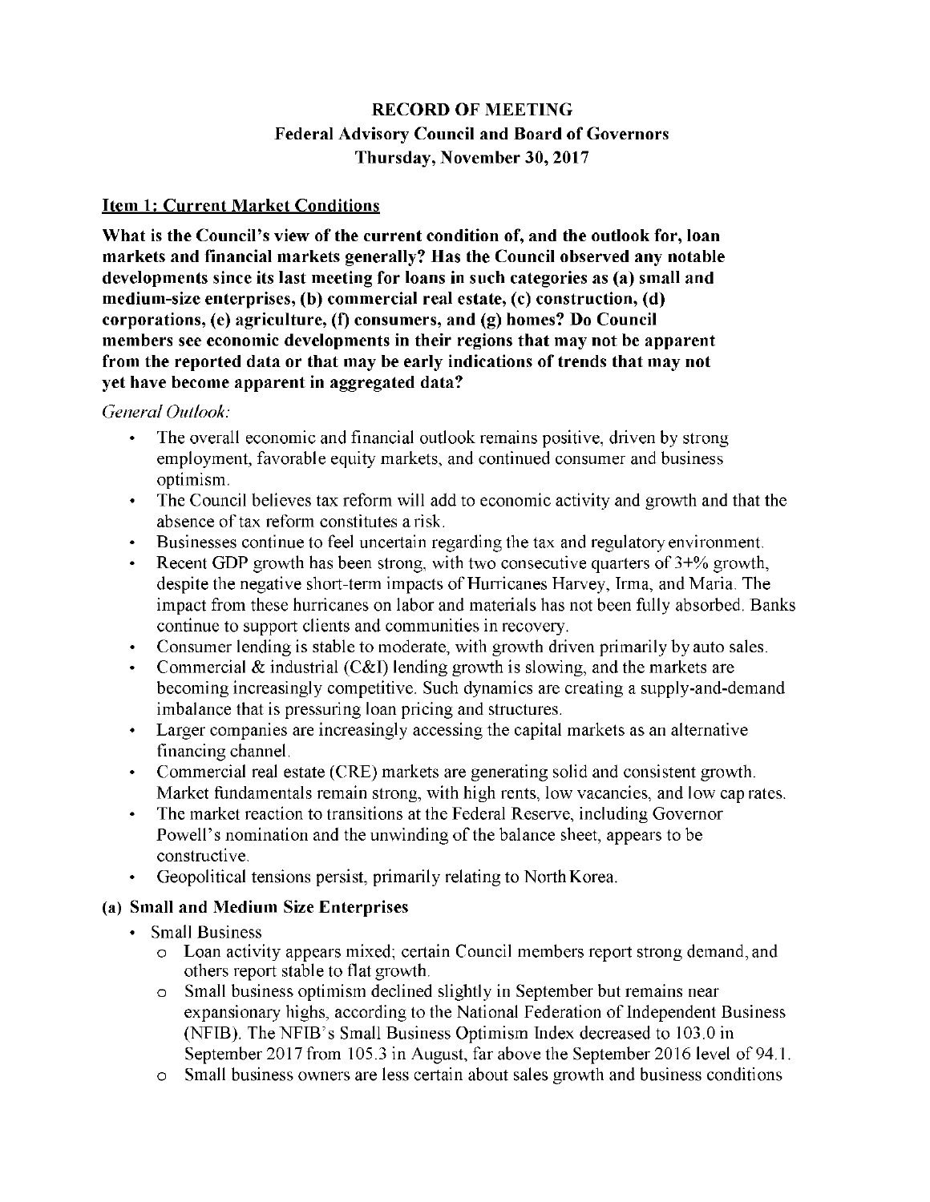# RECORD OF MEETING
## Federal Advisory Council and Board of Governors
## Thursday, November 30, 2017

### Item 1: Current Market Conditions

**What is the Council's view of the current condition of, and the outlook for, loan markets and financial markets generally? Has the Council observed any notable developments since its last meeting for loans in such categories as (a) small and medium-size enterprises, (b) commercial real estate, (c) construction, (d) corporations, (e) agriculture, (f) consumers, and (g) homes? Do Council members see economic developments in their regions that may not be apparent from the reported data or that may be early indications of trends that may not yet have become apparent in aggregated data?**

*General Outlook:*

- The overall economic and financial outlook remains positive, driven by strong employment, favorable equity markets, and continued consumer and business optimism.
- The Council believes tax reform will add to economic activity and growth and that the absence of tax reform constitutes a risk.
- Businesses continue to feel uncertain regarding the tax and regulatory environment.
- Recent GDP growth has been strong, with two consecutive quarters of 3+% growth, despite the negative short-term impacts of Hurricanes Harvey, Irma, and Maria. The impact from these hurricanes on labor and materials has not been fully absorbed. Banks continue to support clients and communities in recovery.
- Consumer lending is stable to moderate, with growth driven primarily by auto sales.
- Commercial & industrial (C&I) lending growth is slowing, and the markets are becoming increasingly competitive. Such dynamics are creating a supply-and-demand imbalance that is pressuring loan pricing and structures.
- Larger companies are increasingly accessing the capital markets as an alternative financing channel.
- Commercial real estate (CRE) markets are generating solid and consistent growth. Market fundamentals remain strong, with high rents, low vacancies, and low cap rates.
- The market reaction to transitions at the Federal Reserve, including Governor Powell's nomination and the unwinding of the balance sheet, appears to be constructive.
- Geopolitical tensions persist, primarily relating to North Korea.

**(a) Small and Medium Size Enterprises**

- Small Business
  - Loan activity appears mixed; certain Council members report strong demand, and others report stable to flat growth.
  - Small business optimism declined slightly in September but remains near expansionary highs, according to the National Federation of Independent Business (NFIB). The NFIB's Small Business Optimism Index decreased to 103.0 in September 2017 from 105.3 in August, far above the September 2016 level of 94.1.
  - Small business owners are less certain about sales growth and business conditions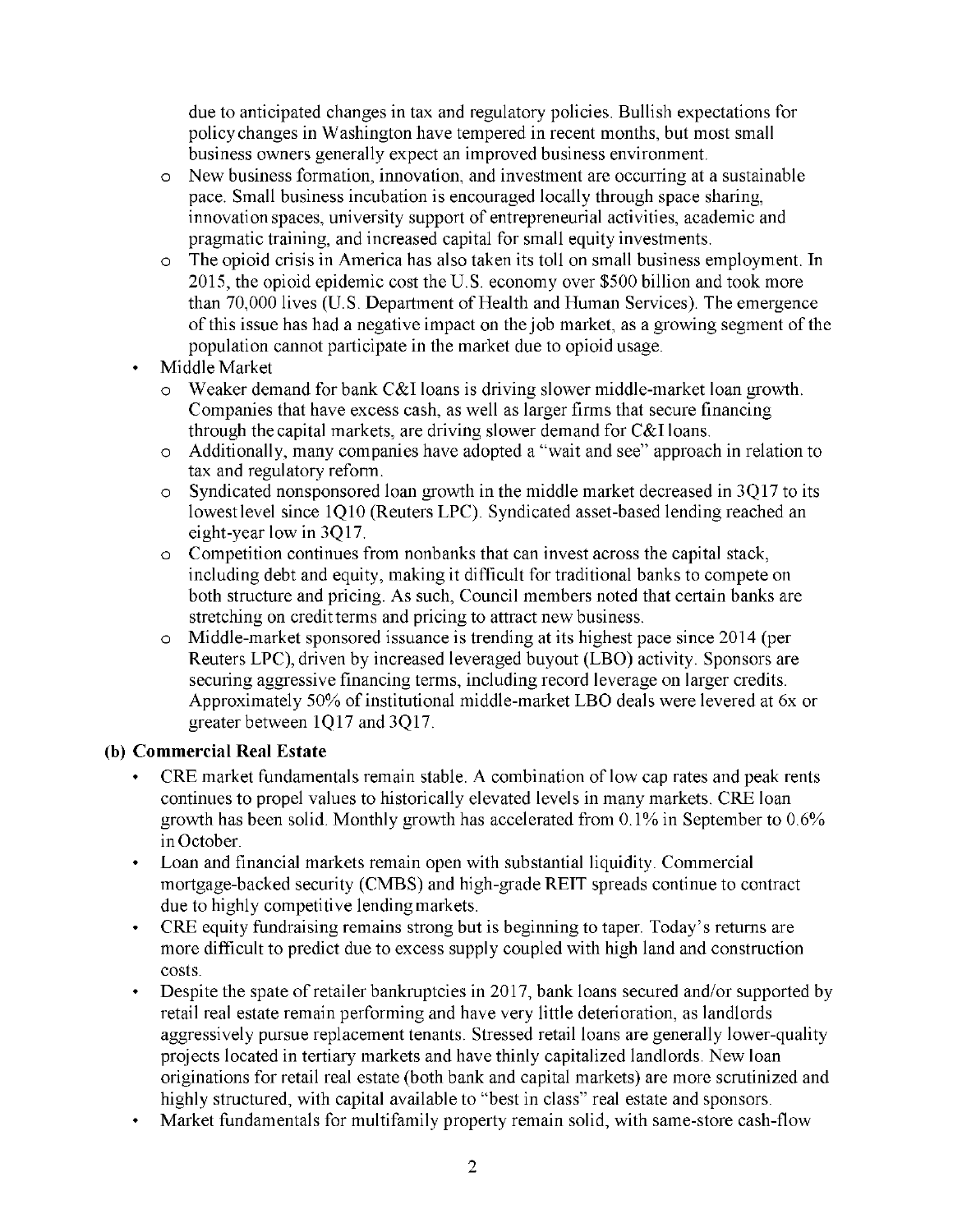due to anticipated changes in tax and regulatory policies. Bullish expectations for policy changes in Washington have tempered in recent months, but most small business owners generally expect an improved business environment.

  - New business formation, innovation, and investment are occurring at a sustainable pace. Small business incubation is encouraged locally through space sharing, innovation spaces, university support of entrepreneurial activities, academic and pragmatic training, and increased capital for small equity investments.
  - The opioid crisis in America has also taken its toll on small business employment. In 2015, the opioid epidemic cost the U.S. economy over $500 billion and took more than 70,000 lives (U.S. Department of Health and Human Services). The emergence of this issue has had a negative impact on the job market, as a growing segment of the population cannot participate in the market due to opioid usage.
- Middle Market
  - Weaker demand for bank C&I loans is driving slower middle-market loan growth. Companies that have excess cash, as well as larger firms that secure financing through the capital markets, are driving slower demand for C&I loans.
  - Additionally, many companies have adopted a "wait and see" approach in relation to tax and regulatory reform.
  - Syndicated nonsponsored loan growth in the middle market decreased in 3Q17 to its lowest level since 1Q10 (Reuters LPC). Syndicated asset-based lending reached an eight-year low in 3Q17.
  - Competition continues from nonbanks that can invest across the capital stack, including debt and equity, making it difficult for traditional banks to compete on both structure and pricing. As such, Council members noted that certain banks are stretching on credit terms and pricing to attract new business.
  - Middle-market sponsored issuance is trending at its highest pace since 2014 (per Reuters LPC), driven by increased leveraged buyout (LBO) activity. Sponsors are securing aggressive financing terms, including record leverage on larger credits. Approximately 50% of institutional middle-market LBO deals were levered at 6x or greater between 1Q17 and 3Q17.

**(b) Commercial Real Estate**

- CRE market fundamentals remain stable. A combination of low cap rates and peak rents continues to propel values to historically elevated levels in many markets. CRE loan growth has been solid. Monthly growth has accelerated from 0.1% in September to 0.6% in October.
- Loan and financial markets remain open with substantial liquidity. Commercial mortgage-backed security (CMBS) and high-grade REIT spreads continue to contract due to highly competitive lending markets.
- CRE equity fundraising remains strong but is beginning to taper. Today's returns are more difficult to predict due to excess supply coupled with high land and construction costs.
- Despite the spate of retailer bankruptcies in 2017, bank loans secured and/or supported by retail real estate remain performing and have very little deterioration, as landlords aggressively pursue replacement tenants. Stressed retail loans are generally lower-quality projects located in tertiary markets and have thinly capitalized landlords. New loan originations for retail real estate (both bank and capital markets) are more scrutinized and highly structured, with capital available to "best in class" real estate and sponsors.
- Market fundamentals for multifamily property remain solid, with same-store cash-flow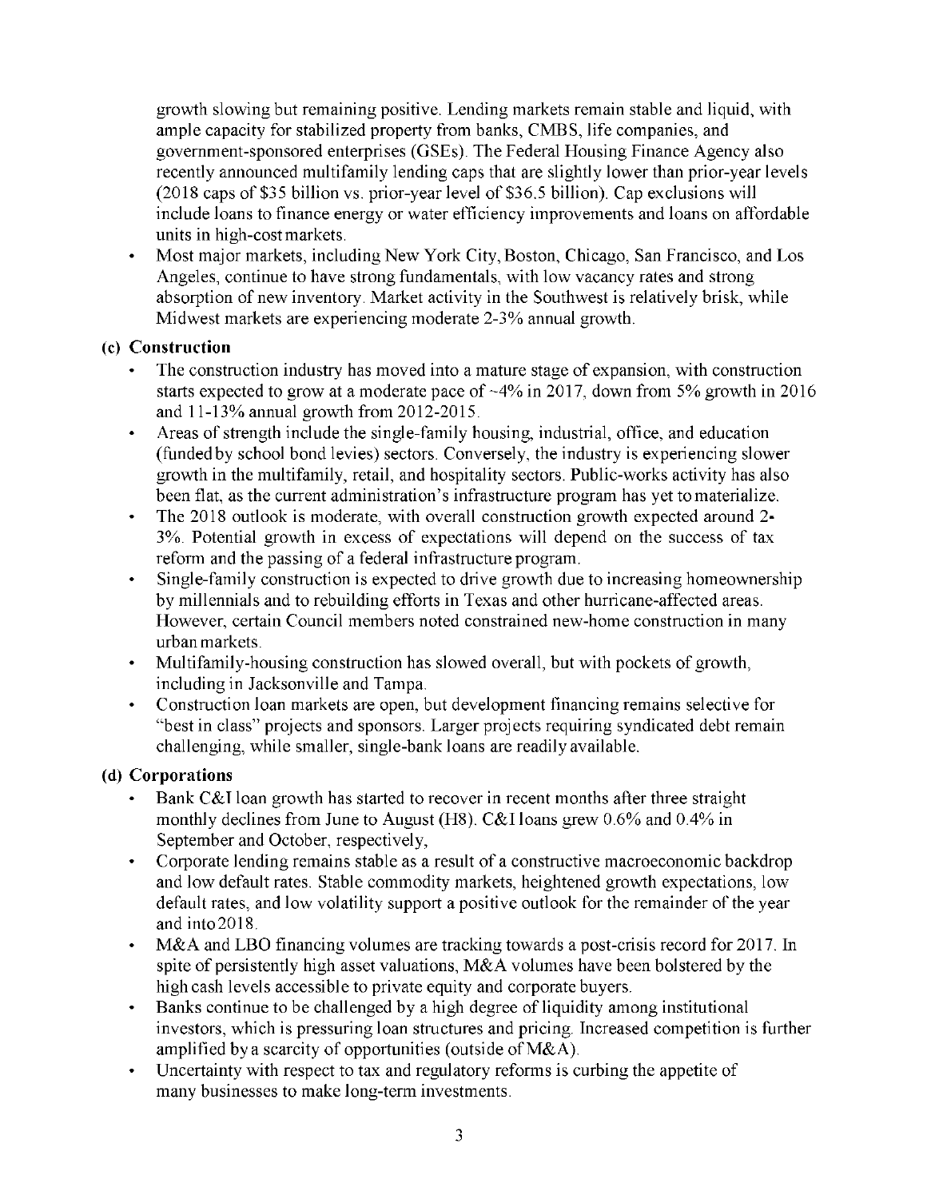growth slowing but remaining positive. Lending markets remain stable and liquid, with ample capacity for stabilized property from banks, CMBS, life companies, and government-sponsored enterprises (GSEs). The Federal Housing Finance Agency also recently announced multifamily lending caps that are slightly lower than prior-year levels (2018 caps of $35 billion vs. prior-year level of $36.5 billion). Cap exclusions will include loans to finance energy or water efficiency improvements and loans on affordable units in high-cost markets.

- Most major markets, including New York City, Boston, Chicago, San Francisco, and Los Angeles, continue to have strong fundamentals, with low vacancy rates and strong absorption of new inventory. Market activity in the Southwest is relatively brisk, while Midwest markets are experiencing moderate 2-3% annual growth.

**(c) Construction**

- The construction industry has moved into a mature stage of expansion, with construction starts expected to grow at a moderate pace of ~4% in 2017, down from 5% growth in 2016 and 11-13% annual growth from 2012-2015.
- Areas of strength include the single-family housing, industrial, office, and education (funded by school bond levies) sectors. Conversely, the industry is experiencing slower growth in the multifamily, retail, and hospitality sectors. Public-works activity has also been flat, as the current administration's infrastructure program has yet to materialize.
- The 2018 outlook is moderate, with overall construction growth expected around 2-3%. Potential growth in excess of expectations will depend on the success of tax reform and the passing of a federal infrastructure program.
- Single-family construction is expected to drive growth due to increasing homeownership by millennials and to rebuilding efforts in Texas and other hurricane-affected areas. However, certain Council members noted constrained new-home construction in many urban markets.
- Multifamily-housing construction has slowed overall, but with pockets of growth, including in Jacksonville and Tampa.
- Construction loan markets are open, but development financing remains selective for "best in class" projects and sponsors. Larger projects requiring syndicated debt remain challenging, while smaller, single-bank loans are readily available.

**(d) Corporations**

- Bank C&I loan growth has started to recover in recent months after three straight monthly declines from June to August (H8). C&I loans grew 0.6% and 0.4% in September and October, respectively,
- Corporate lending remains stable as a result of a constructive macroeconomic backdrop and low default rates. Stable commodity markets, heightened growth expectations, low default rates, and low volatility support a positive outlook for the remainder of the year and into 2018.
- M&A and LBO financing volumes are tracking towards a post-crisis record for 2017. In spite of persistently high asset valuations, M&A volumes have been bolstered by the high cash levels accessible to private equity and corporate buyers.
- Banks continue to be challenged by a high degree of liquidity among institutional investors, which is pressuring loan structures and pricing. Increased competition is further amplified by a scarcity of opportunities (outside of M&A).
- Uncertainty with respect to tax and regulatory reforms is curbing the appetite of many businesses to make long-term investments.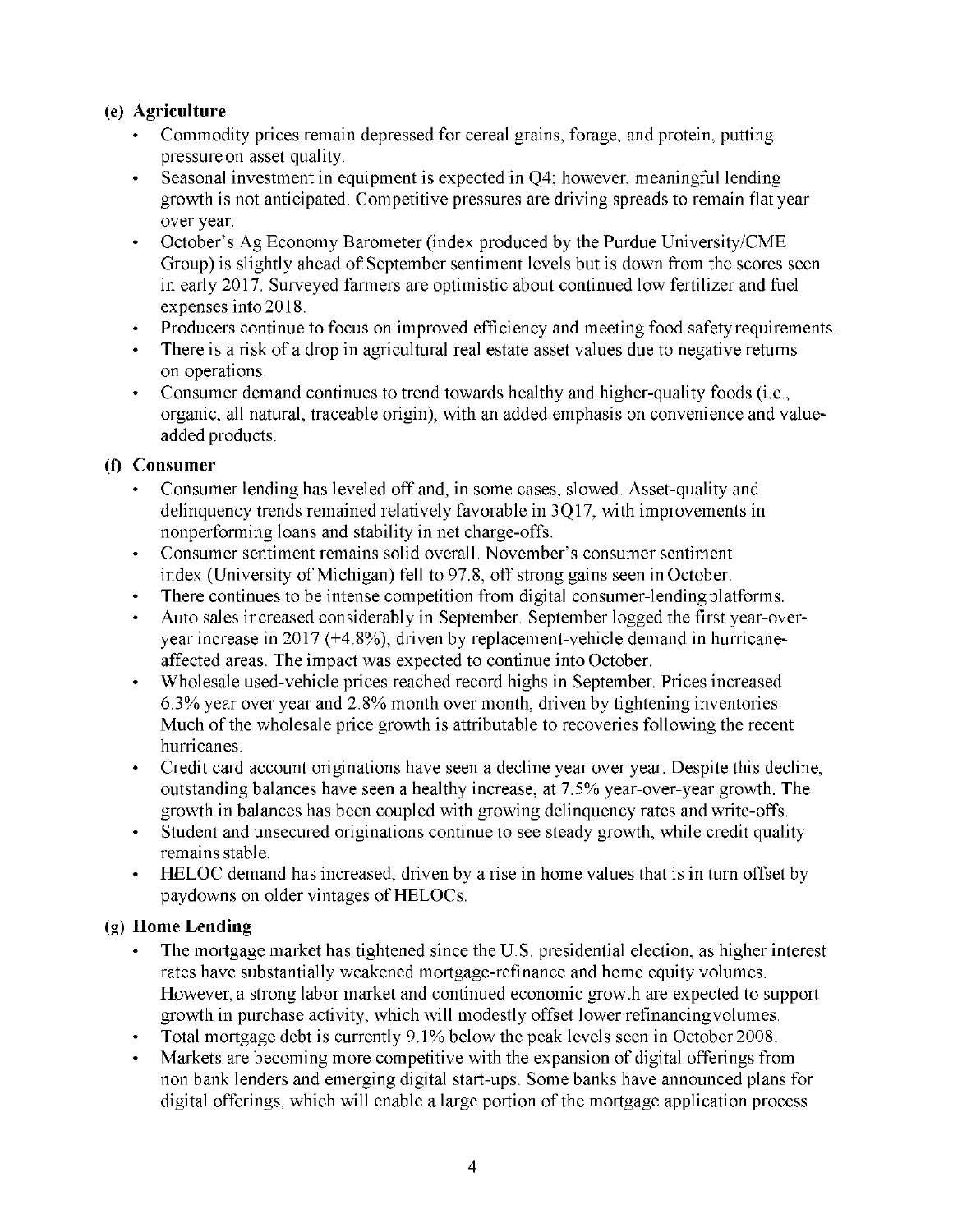**(e) Agriculture**

- Commodity prices remain depressed for cereal grains, forage, and protein, putting pressure on asset quality.
- Seasonal investment in equipment is expected in Q4; however, meaningful lending growth is not anticipated. Competitive pressures are driving spreads to remain flat year over year.
- October's Ag Economy Barometer (index produced by the Purdue University/CME Group) is slightly ahead of September sentiment levels but is down from the scores seen in early 2017. Surveyed farmers are optimistic about continued low fertilizer and fuel expenses into 2018.
- Producers continue to focus on improved efficiency and meeting food safety requirements.
- There is a risk of a drop in agricultural real estate asset values due to negative returns on operations.
- Consumer demand continues to trend towards healthy and higher-quality foods (i.e., organic, all natural, traceable origin), with an added emphasis on convenience and value-added products.

**(f) Consumer**

- Consumer lending has leveled off and, in some cases, slowed. Asset-quality and delinquency trends remained relatively favorable in 3Q17, with improvements in nonperforming loans and stability in net charge-offs.
- Consumer sentiment remains solid overall. November's consumer sentiment index (University of Michigan) fell to 97.8, off strong gains seen in October.
- There continues to be intense competition from digital consumer-lending platforms.
- Auto sales increased considerably in September. September logged the first year-over-year increase in 2017 (+4.8%), driven by replacement-vehicle demand in hurricane-affected areas. The impact was expected to continue into October.
- Wholesale used-vehicle prices reached record highs in September. Prices increased 6.3% year over year and 2.8% month over month, driven by tightening inventories. Much of the wholesale price growth is attributable to recoveries following the recent hurricanes.
- Credit card account originations have seen a decline year over year. Despite this decline, outstanding balances have seen a healthy increase, at 7.5% year-over-year growth. The growth in balances has been coupled with growing delinquency rates and write-offs.
- Student and unsecured originations continue to see steady growth, while credit quality remains stable.
- HELOC demand has increased, driven by a rise in home values that is in turn offset by paydowns on older vintages of HELOCs.

**(g) Home Lending**

- The mortgage market has tightened since the U.S. presidential election, as higher interest rates have substantially weakened mortgage-refinance and home equity volumes. However, a strong labor market and continued economic growth are expected to support growth in purchase activity, which will modestly offset lower refinancing volumes.
- Total mortgage debt is currently 9.1% below the peak levels seen in October 2008.
- Markets are becoming more competitive with the expansion of digital offerings from non bank lenders and emerging digital start-ups. Some banks have announced plans for digital offerings, which will enable a large portion of the mortgage application process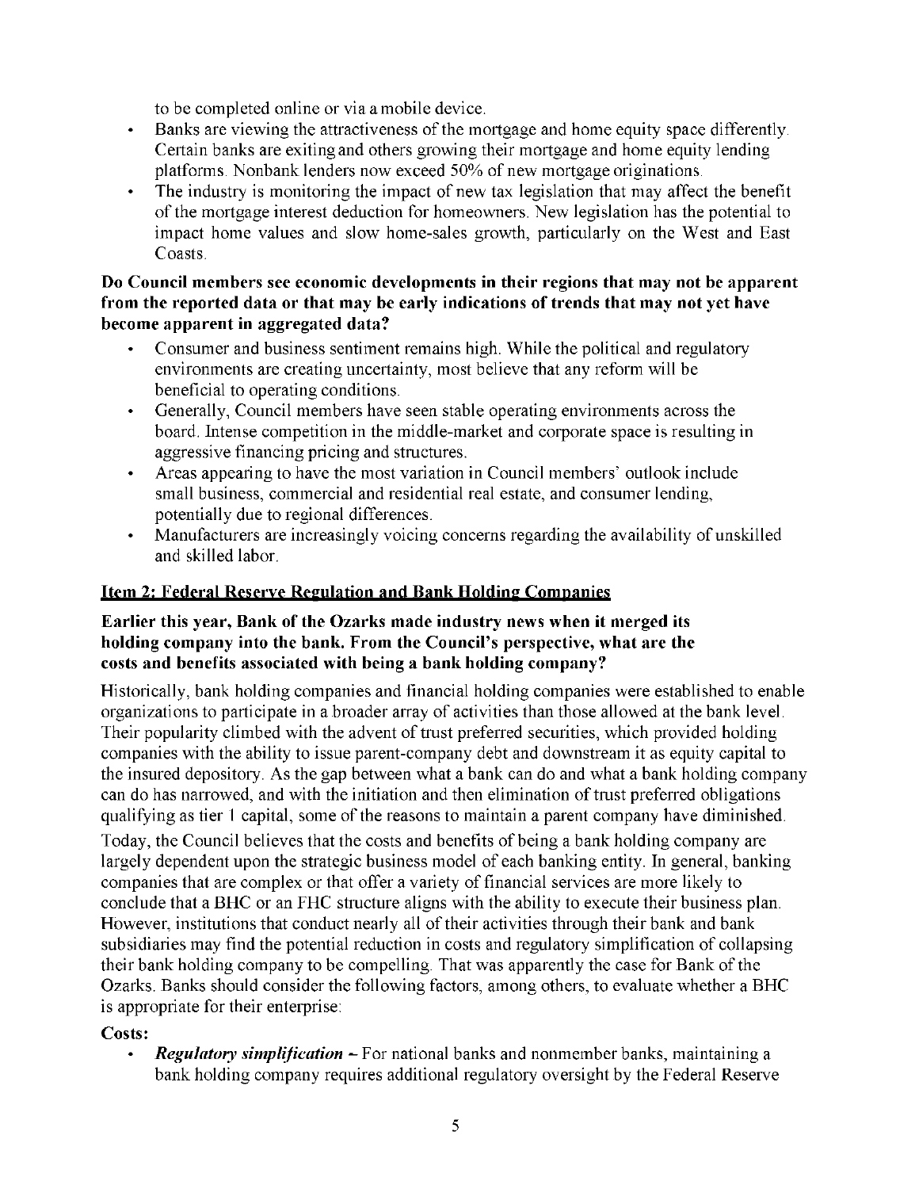to be completed online or via a mobile device.

- Banks are viewing the attractiveness of the mortgage and home equity space differently. Certain banks are exiting and others growing their mortgage and home equity lending platforms. Nonbank lenders now exceed 50% of new mortgage originations.
- The industry is monitoring the impact of new tax legislation that may affect the benefit of the mortgage interest deduction for homeowners. New legislation has the potential to impact home values and slow home-sales growth, particularly on the West and East Coasts.

**Do Council members see economic developments in their regions that may not be apparent from the reported data or that may be early indications of trends that may not yet have become apparent in aggregated data?**

- Consumer and business sentiment remains high. While the political and regulatory environments are creating uncertainty, most believe that any reform will be beneficial to operating conditions.
- Generally, Council members have seen stable operating environments across the board. Intense competition in the middle-market and corporate space is resulting in aggressive financing pricing and structures.
- Areas appearing to have the most variation in Council members' outlook include small business, commercial and residential real estate, and consumer lending, potentially due to regional differences.
- Manufacturers are increasingly voicing concerns regarding the availability of unskilled and skilled labor.

## Item 2: Federal Reserve Regulation and Bank Holding Companies

**Earlier this year, Bank of the Ozarks made industry news when it merged its holding company into the bank. From the Council's perspective, what are the costs and benefits associated with being a bank holding company?**

Historically, bank holding companies and financial holding companies were established to enable organizations to participate in a broader array of activities than those allowed at the bank level. Their popularity climbed with the advent of trust preferred securities, which provided holding companies with the ability to issue parent-company debt and downstream it as equity capital to the insured depository. As the gap between what a bank can do and what a bank holding company can do has narrowed, and with the initiation and then elimination of trust preferred obligations qualifying as tier 1 capital, some of the reasons to maintain a parent company have diminished.

Today, the Council believes that the costs and benefits of being a bank holding company are largely dependent upon the strategic business model of each banking entity. In general, banking companies that are complex or that offer a variety of financial services are more likely to conclude that a BHC or an FHC structure aligns with the ability to execute their business plan. However, institutions that conduct nearly all of their activities through their bank and bank subsidiaries may find the potential reduction in costs and regulatory simplification of collapsing their bank holding company to be compelling. That was apparently the case for Bank of the Ozarks. Banks should consider the following factors, among others, to evaluate whether a BHC is appropriate for their enterprise:

**Costs:**

- ***Regulatory simplification*** – For national banks and nonmember banks, maintaining a bank holding company requires additional regulatory oversight by the Federal Reserve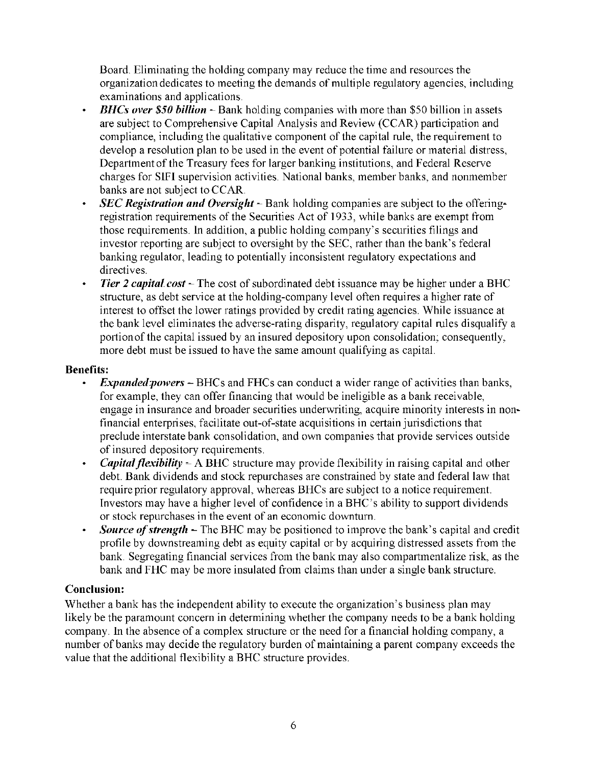Board. Eliminating the holding company may reduce the time and resources the organization dedicates to meeting the demands of multiple regulatory agencies, including examinations and applications.

- ***BHCs over $50 billion*** – Bank holding companies with more than $50 billion in assets are subject to Comprehensive Capital Analysis and Review (CCAR) participation and compliance, including the qualitative component of the capital rule, the requirement to develop a resolution plan to be used in the event of potential failure or material distress, Department of the Treasury fees for larger banking institutions, and Federal Reserve charges for SIFI supervision activities. National banks, member banks, and nonmember banks are not subject to CCAR.
- ***SEC Registration and Oversight*** – Bank holding companies are subject to the offering-registration requirements of the Securities Act of 1933, while banks are exempt from those requirements. In addition, a public holding company's securities filings and investor reporting are subject to oversight by the SEC, rather than the bank's federal banking regulator, leading to potentially inconsistent regulatory expectations and directives.
- ***Tier 2 capital cost*** – The cost of subordinated debt issuance may be higher under a BHC structure, as debt service at the holding-company level often requires a higher rate of interest to offset the lower ratings provided by credit rating agencies. While issuance at the bank level eliminates the adverse-rating disparity, regulatory capital rules disqualify a portion of the capital issued by an insured depository upon consolidation; consequently, more debt must be issued to have the same amount qualifying as capital.

**Benefits:**

- ***Expanded powers*** – BHCs and FHCs can conduct a wider range of activities than banks, for example, they can offer financing that would be ineligible as a bank receivable, engage in insurance and broader securities underwriting, acquire minority interests in non-financial enterprises, facilitate out-of-state acquisitions in certain jurisdictions that preclude interstate bank consolidation, and own companies that provide services outside of insured depository requirements.
- ***Capital flexibility*** – A BHC structure may provide flexibility in raising capital and other debt. Bank dividends and stock repurchases are constrained by state and federal law that require prior regulatory approval, whereas BHCs are subject to a notice requirement. Investors may have a higher level of confidence in a BHC's ability to support dividends or stock repurchases in the event of an economic downturn.
- ***Source of strength*** – The BHC may be positioned to improve the bank's capital and credit profile by downstreaming debt as equity capital or by acquiring distressed assets from the bank. Segregating financial services from the bank may also compartmentalize risk, as the bank and FHC may be more insulated from claims than under a single bank structure.

**Conclusion:**

Whether a bank has the independent ability to execute the organization's business plan may likely be the paramount concern in determining whether the company needs to be a bank holding company. In the absence of a complex structure or the need for a financial holding company, a number of banks may decide the regulatory burden of maintaining a parent company exceeds the value that the additional flexibility a BHC structure provides.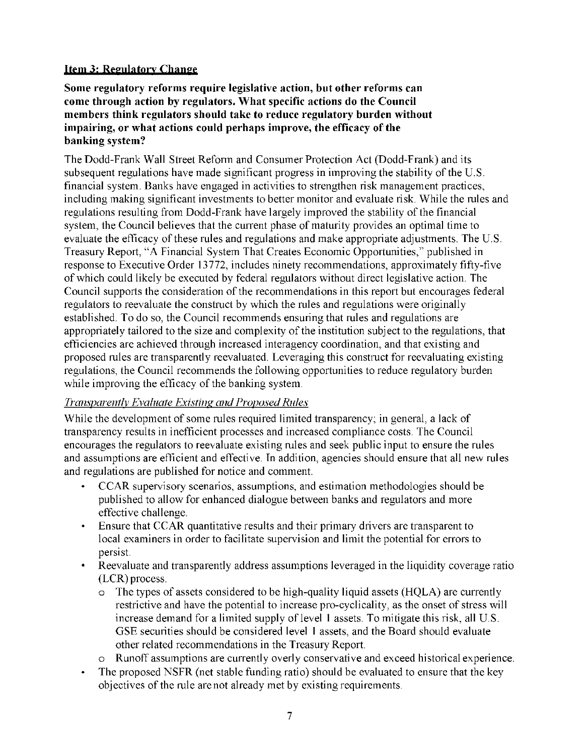## Item 3: Regulatory Change

**Some regulatory reforms require legislative action, but other reforms can come through action by regulators. What specific actions do the Council members think regulators should take to reduce regulatory burden without impairing, or what actions could perhaps improve, the efficacy of the banking system?**

The Dodd-Frank Wall Street Reform and Consumer Protection Act (Dodd-Frank) and its subsequent regulations have made significant progress in improving the stability of the U.S. financial system. Banks have engaged in activities to strengthen risk management practices, including making significant investments to better monitor and evaluate risk. While the rules and regulations resulting from Dodd-Frank have largely improved the stability of the financial system, the Council believes that the current phase of maturity provides an optimal time to evaluate the efficacy of these rules and regulations and make appropriate adjustments. The U.S. Treasury Report, "A Financial System That Creates Economic Opportunities," published in response to Executive Order 13772, includes ninety recommendations, approximately fifty-five of which could likely be executed by federal regulators without direct legislative action. The Council supports the consideration of the recommendations in this report but encourages federal regulators to reevaluate the construct by which the rules and regulations were originally established. To do so, the Council recommends ensuring that rules and regulations are appropriately tailored to the size and complexity of the institution subject to the regulations, that efficiencies are achieved through increased interagency coordination, and that existing and proposed rules are transparently reevaluated. Leveraging this construct for reevaluating existing regulations, the Council recommends the following opportunities to reduce regulatory burden while improving the efficacy of the banking system.

### *Transparently Evaluate Existing and Proposed Rules*

While the development of some rules required limited transparency; in general, a lack of transparency results in inefficient processes and increased compliance costs. The Council encourages the regulators to reevaluate existing rules and seek public input to ensure the rules and assumptions are efficient and effective. In addition, agencies should ensure that all new rules and regulations are published for notice and comment.

- CCAR supervisory scenarios, assumptions, and estimation methodologies should be published to allow for enhanced dialogue between banks and regulators and more effective challenge.
- Ensure that CCAR quantitative results and their primary drivers are transparent to local examiners in order to facilitate supervision and limit the potential for errors to persist.
- Reevaluate and transparently address assumptions leveraged in the liquidity coverage ratio (LCR) process.
  - The types of assets considered to be high-quality liquid assets (HQLA) are currently restrictive and have the potential to increase pro-cyclicality, as the onset of stress will increase demand for a limited supply of level 1 assets. To mitigate this risk, all U.S. GSE securities should be considered level 1 assets, and the Board should evaluate other related recommendations in the Treasury Report.
  - Runoff assumptions are currently overly conservative and exceed historical experience.
- The proposed NSFR (net stable funding ratio) should be evaluated to ensure that the key objectives of the rule are not already met by existing requirements.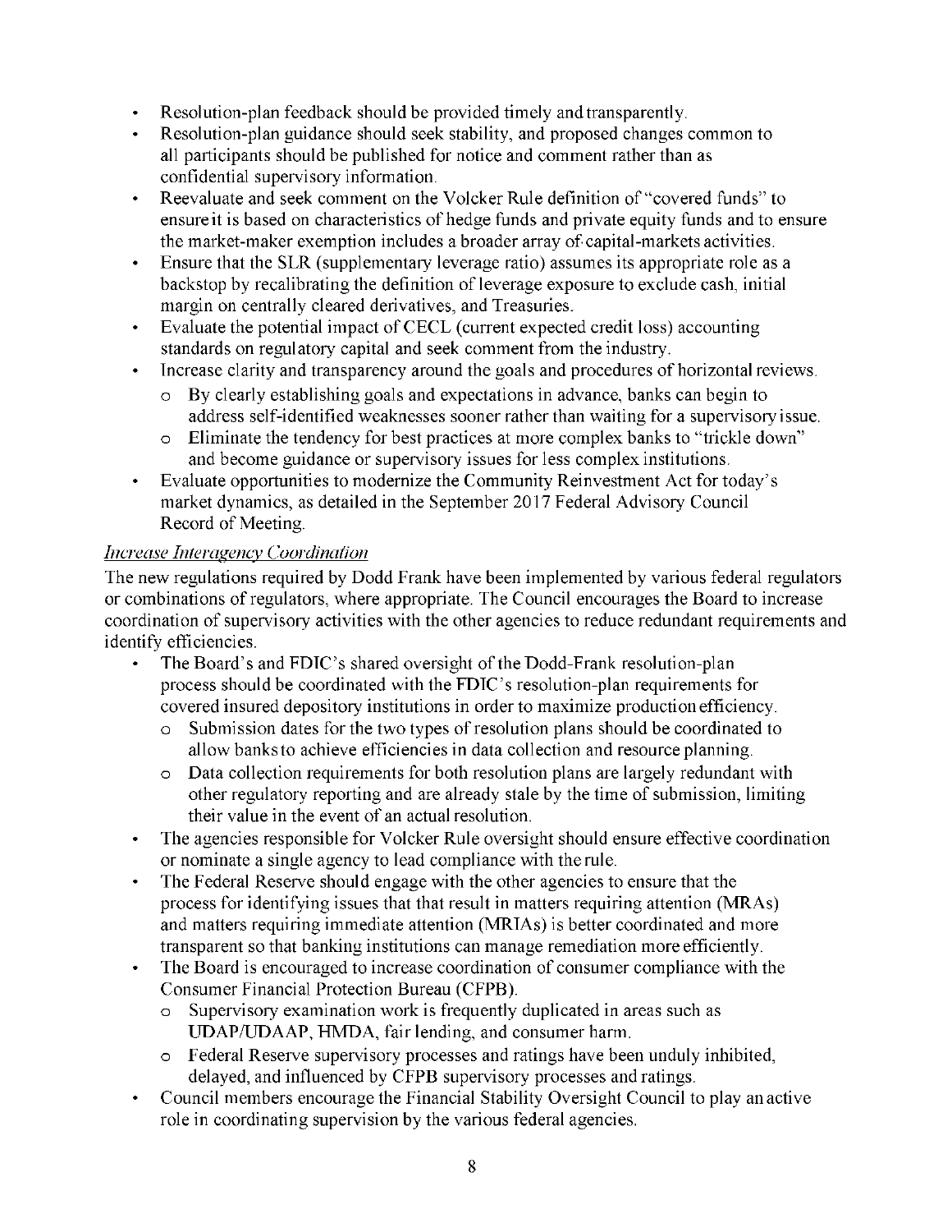- Resolution-plan feedback should be provided timely and transparently.
- Resolution-plan guidance should seek stability, and proposed changes common to all participants should be published for notice and comment rather than as confidential supervisory information.
- Reevaluate and seek comment on the Volcker Rule definition of "covered funds" to ensure it is based on characteristics of hedge funds and private equity funds and to ensure the market-maker exemption includes a broader array of capital-markets activities.
- Ensure that the SLR (supplementary leverage ratio) assumes its appropriate role as a backstop by recalibrating the definition of leverage exposure to exclude cash, initial margin on centrally cleared derivatives, and Treasuries.
- Evaluate the potential impact of CECL (current expected credit loss) accounting standards on regulatory capital and seek comment from the industry.
- Increase clarity and transparency around the goals and procedures of horizontal reviews.
  - By clearly establishing goals and expectations in advance, banks can begin to address self-identified weaknesses sooner rather than waiting for a supervisory issue.
  - Eliminate the tendency for best practices at more complex banks to "trickle down" and become guidance or supervisory issues for less complex institutions.
- Evaluate opportunities to modernize the Community Reinvestment Act for today's market dynamics, as detailed in the September 2017 Federal Advisory Council Record of Meeting.

*Increase Interagency Coordination*

The new regulations required by Dodd Frank have been implemented by various federal regulators or combinations of regulators, where appropriate. The Council encourages the Board to increase coordination of supervisory activities with the other agencies to reduce redundant requirements and identify efficiencies.

- The Board's and FDIC's shared oversight of the Dodd-Frank resolution-plan process should be coordinated with the FDIC's resolution-plan requirements for covered insured depository institutions in order to maximize production efficiency.
  - Submission dates for the two types of resolution plans should be coordinated to allow banks to achieve efficiencies in data collection and resource planning.
  - Data collection requirements for both resolution plans are largely redundant with other regulatory reporting and are already stale by the time of submission, limiting their value in the event of an actual resolution.
- The agencies responsible for Volcker Rule oversight should ensure effective coordination or nominate a single agency to lead compliance with the rule.
- The Federal Reserve should engage with the other agencies to ensure that the process for identifying issues that that result in matters requiring attention (MRAs) and matters requiring immediate attention (MRIAs) is better coordinated and more transparent so that banking institutions can manage remediation more efficiently.
- The Board is encouraged to increase coordination of consumer compliance with the Consumer Financial Protection Bureau (CFPB).
  - Supervisory examination work is frequently duplicated in areas such as UDAP/UDAAP, HMDA, fair lending, and consumer harm.
  - Federal Reserve supervisory processes and ratings have been unduly inhibited, delayed, and influenced by CFPB supervisory processes and ratings.
- Council members encourage the Financial Stability Oversight Council to play an active role in coordinating supervision by the various federal agencies.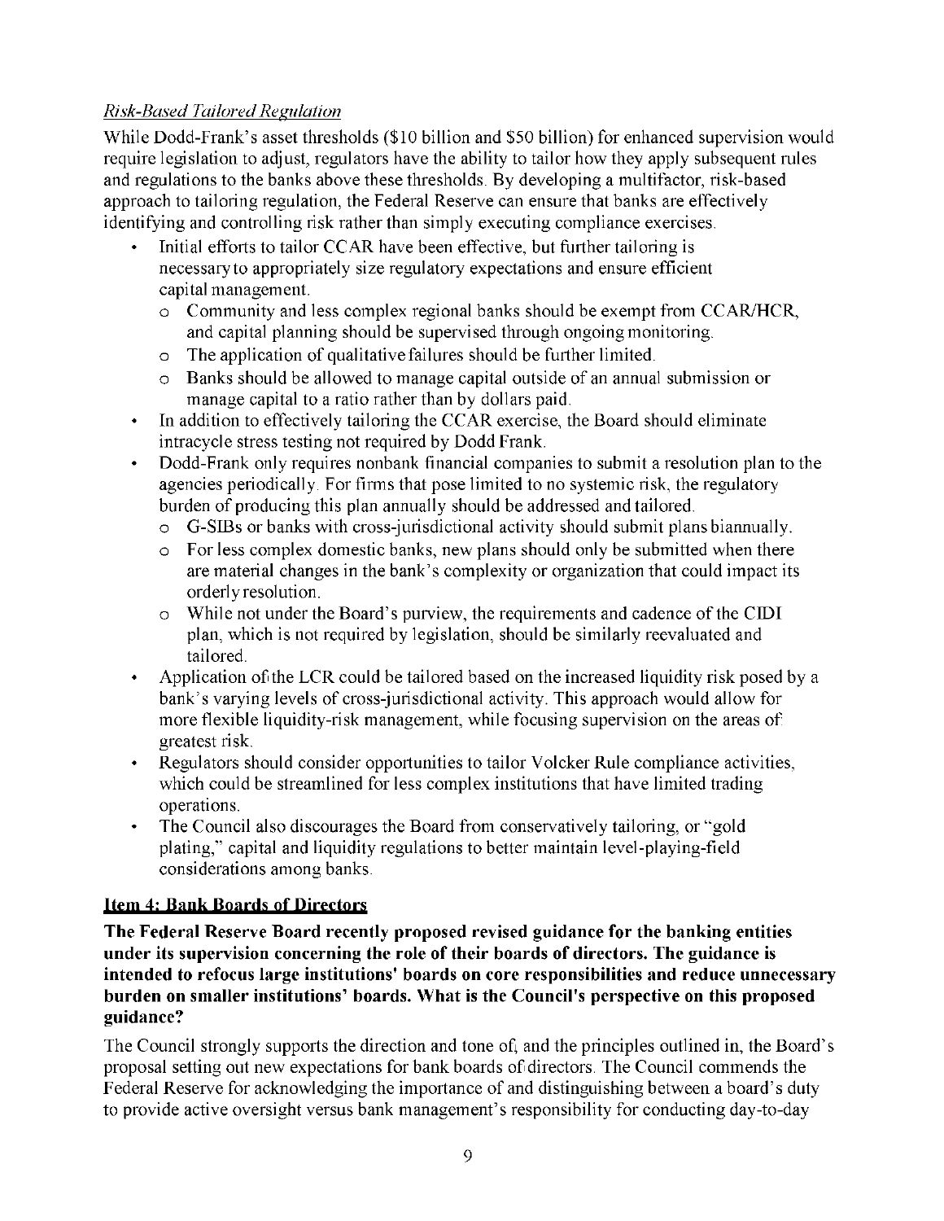*Risk-Based Tailored Regulation*

While Dodd-Frank's asset thresholds ($10 billion and $50 billion) for enhanced supervision would require legislation to adjust, regulators have the ability to tailor how they apply subsequent rules and regulations to the banks above these thresholds. By developing a multifactor, risk-based approach to tailoring regulation, the Federal Reserve can ensure that banks are effectively identifying and controlling risk rather than simply executing compliance exercises.

- Initial efforts to tailor CCAR have been effective, but further tailoring is necessary to appropriately size regulatory expectations and ensure efficient capital management.
  - Community and less complex regional banks should be exempt from CCAR/HCR, and capital planning should be supervised through ongoing monitoring.
  - The application of qualitative failures should be further limited.
  - Banks should be allowed to manage capital outside of an annual submission or manage capital to a ratio rather than by dollars paid.
- In addition to effectively tailoring the CCAR exercise, the Board should eliminate intracycle stress testing not required by Dodd Frank.
- Dodd-Frank only requires nonbank financial companies to submit a resolution plan to the agencies periodically. For firms that pose limited to no systemic risk, the regulatory burden of producing this plan annually should be addressed and tailored.
  - G-SIBs or banks with cross-jurisdictional activity should submit plans biannually.
  - For less complex domestic banks, new plans should only be submitted when there are material changes in the bank's complexity or organization that could impact its orderly resolution.
  - While not under the Board's purview, the requirements and cadence of the CIDI plan, which is not required by legislation, should be similarly reevaluated and tailored.
- Application of the LCR could be tailored based on the increased liquidity risk posed by a bank's varying levels of cross-jurisdictional activity. This approach would allow for more flexible liquidity-risk management, while focusing supervision on the areas of greatest risk.
- Regulators should consider opportunities to tailor Volcker Rule compliance activities, which could be streamlined for less complex institutions that have limited trading operations.
- The Council also discourages the Board from conservatively tailoring, or "gold plating," capital and liquidity regulations to better maintain level-playing-field considerations among banks.

## Item 4: Bank Boards of Directors

**The Federal Reserve Board recently proposed revised guidance for the banking entities under its supervision concerning the role of their boards of directors. The guidance is intended to refocus large institutions' boards on core responsibilities and reduce unnecessary burden on smaller institutions' boards. What is the Council's perspective on this proposed guidance?**

The Council strongly supports the direction and tone of, and the principles outlined in, the Board's proposal setting out new expectations for bank boards of directors. The Council commends the Federal Reserve for acknowledging the importance of and distinguishing between a board's duty to provide active oversight versus bank management's responsibility for conducting day-to-day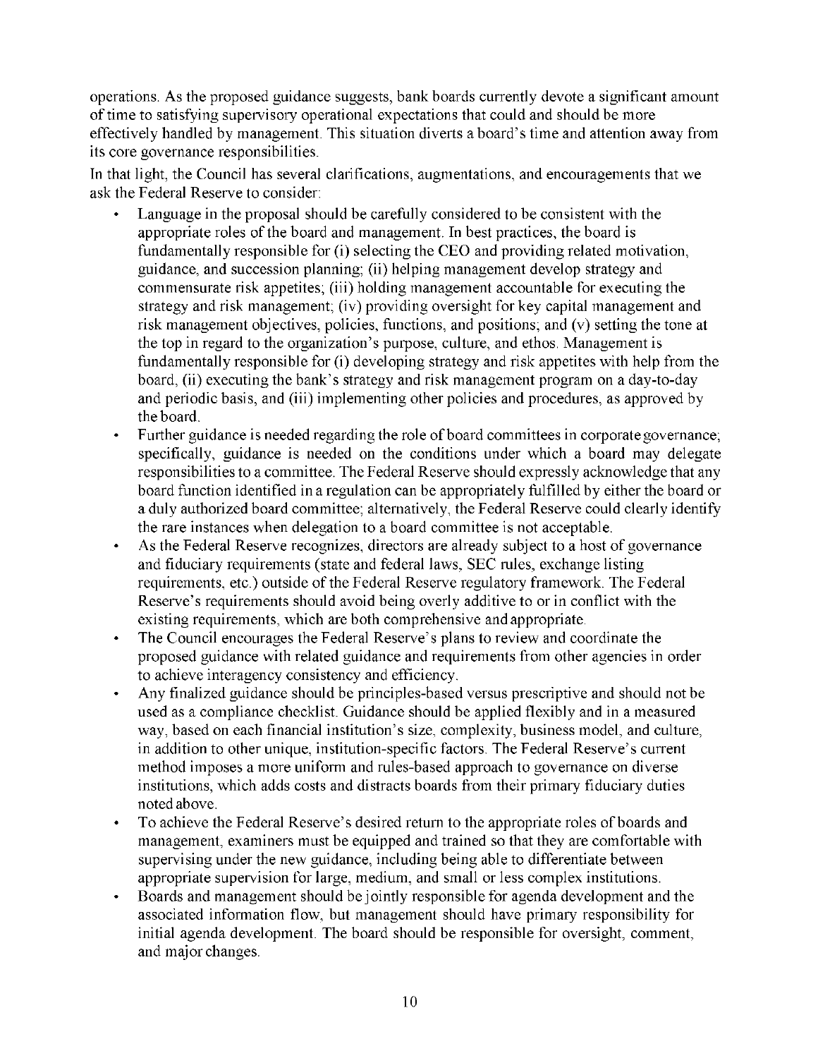operations. As the proposed guidance suggests, bank boards currently devote a significant amount of time to satisfying supervisory operational expectations that could and should be more effectively handled by management. This situation diverts a board's time and attention away from its core governance responsibilities.

In that light, the Council has several clarifications, augmentations, and encouragements that we ask the Federal Reserve to consider:

- Language in the proposal should be carefully considered to be consistent with the appropriate roles of the board and management. In best practices, the board is fundamentally responsible for (i) selecting the CEO and providing related motivation, guidance, and succession planning; (ii) helping management develop strategy and commensurate risk appetites; (iii) holding management accountable for executing the strategy and risk management; (iv) providing oversight for key capital management and risk management objectives, policies, functions, and positions; and (v) setting the tone at the top in regard to the organization's purpose, culture, and ethos. Management is fundamentally responsible for (i) developing strategy and risk appetites with help from the board, (ii) executing the bank's strategy and risk management program on a day-to-day and periodic basis, and (iii) implementing other policies and procedures, as approved by the board.
- Further guidance is needed regarding the role of board committees in corporate governance; specifically, guidance is needed on the conditions under which a board may delegate responsibilities to a committee. The Federal Reserve should expressly acknowledge that any board function identified in a regulation can be appropriately fulfilled by either the board or a duly authorized board committee; alternatively, the Federal Reserve could clearly identify the rare instances when delegation to a board committee is not acceptable.
- As the Federal Reserve recognizes, directors are already subject to a host of governance and fiduciary requirements (state and federal laws, SEC rules, exchange listing requirements, etc.) outside of the Federal Reserve regulatory framework. The Federal Reserve's requirements should avoid being overly additive to or in conflict with the existing requirements, which are both comprehensive and appropriate.
- The Council encourages the Federal Reserve's plans to review and coordinate the proposed guidance with related guidance and requirements from other agencies in order to achieve interagency consistency and efficiency.
- Any finalized guidance should be principles-based versus prescriptive and should not be used as a compliance checklist. Guidance should be applied flexibly and in a measured way, based on each financial institution's size, complexity, business model, and culture, in addition to other unique, institution-specific factors. The Federal Reserve's current method imposes a more uniform and rules-based approach to governance on diverse institutions, which adds costs and distracts boards from their primary fiduciary duties noted above.
- To achieve the Federal Reserve's desired return to the appropriate roles of boards and management, examiners must be equipped and trained so that they are comfortable with supervising under the new guidance, including being able to differentiate between appropriate supervision for large, medium, and small or less complex institutions.
- Boards and management should be jointly responsible for agenda development and the associated information flow, but management should have primary responsibility for initial agenda development. The board should be responsible for oversight, comment, and major changes.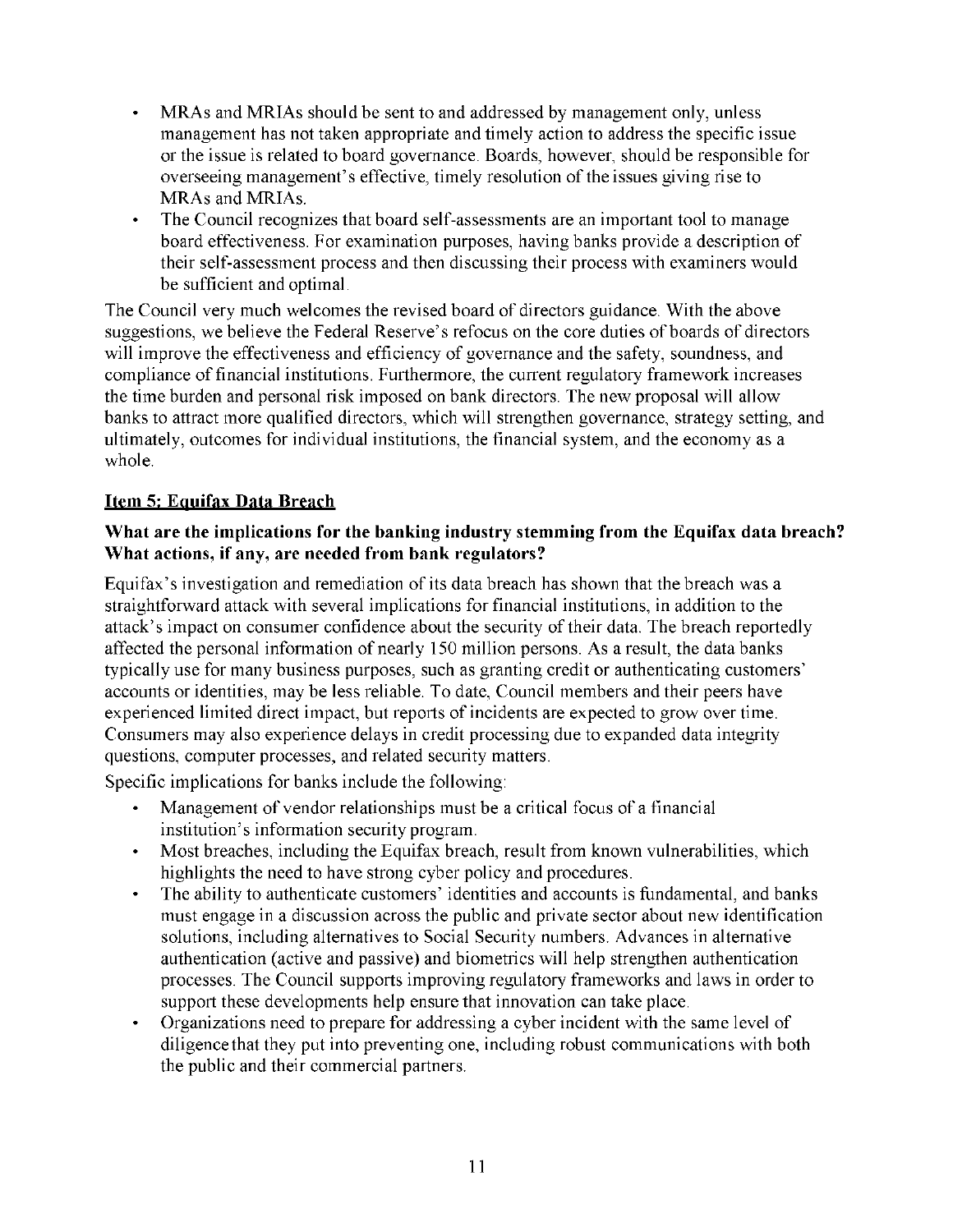- MRAs and MRIAs should be sent to and addressed by management only, unless management has not taken appropriate and timely action to address the specific issue or the issue is related to board governance. Boards, however, should be responsible for overseeing management's effective, timely resolution of the issues giving rise to MRAs and MRIAs.
- The Council recognizes that board self-assessments are an important tool to manage board effectiveness. For examination purposes, having banks provide a description of their self-assessment process and then discussing their process with examiners would be sufficient and optimal.

The Council very much welcomes the revised board of directors guidance. With the above suggestions, we believe the Federal Reserve's refocus on the core duties of boards of directors will improve the effectiveness and efficiency of governance and the safety, soundness, and compliance of financial institutions. Furthermore, the current regulatory framework increases the time burden and personal risk imposed on bank directors. The new proposal will allow banks to attract more qualified directors, which will strengthen governance, strategy setting, and ultimately, outcomes for individual institutions, the financial system, and the economy as a whole.

## Item 5: Equifax Data Breach

**What are the implications for the banking industry stemming from the Equifax data breach? What actions, if any, are needed from bank regulators?**

Equifax's investigation and remediation of its data breach has shown that the breach was a straightforward attack with several implications for financial institutions, in addition to the attack's impact on consumer confidence about the security of their data. The breach reportedly affected the personal information of nearly 150 million persons. As a result, the data banks typically use for many business purposes, such as granting credit or authenticating customers' accounts or identities, may be less reliable. To date, Council members and their peers have experienced limited direct impact, but reports of incidents are expected to grow over time. Consumers may also experience delays in credit processing due to expanded data integrity questions, computer processes, and related security matters.

Specific implications for banks include the following:

- Management of vendor relationships must be a critical focus of a financial institution's information security program.
- Most breaches, including the Equifax breach, result from known vulnerabilities, which highlights the need to have strong cyber policy and procedures.
- The ability to authenticate customers' identities and accounts is fundamental, and banks must engage in a discussion across the public and private sector about new identification solutions, including alternatives to Social Security numbers. Advances in alternative authentication (active and passive) and biometrics will help strengthen authentication processes. The Council supports improving regulatory frameworks and laws in order to support these developments help ensure that innovation can take place.
- Organizations need to prepare for addressing a cyber incident with the same level of diligence that they put into preventing one, including robust communications with both the public and their commercial partners.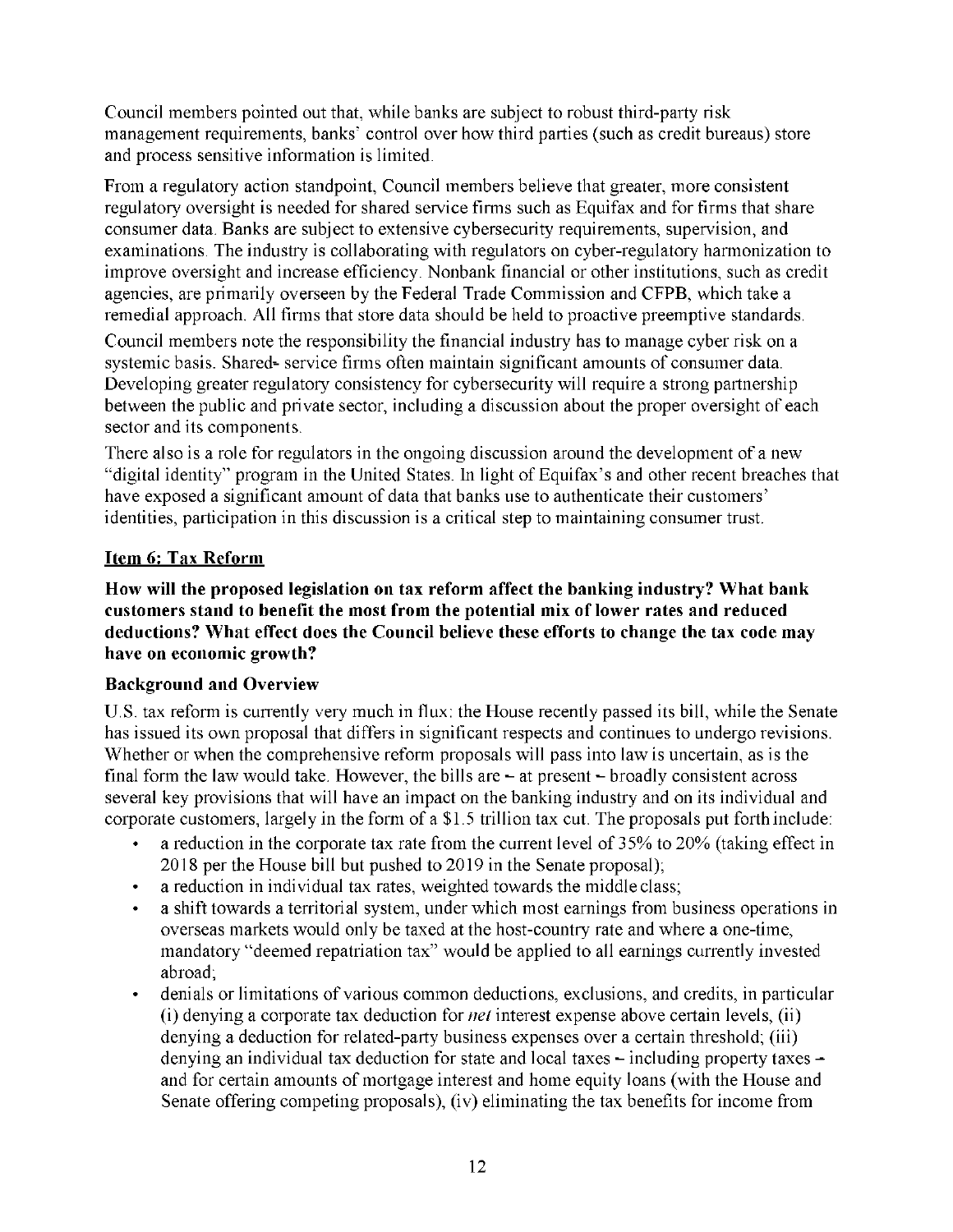Council members pointed out that, while banks are subject to robust third-party risk management requirements, banks' control over how third parties (such as credit bureaus) store and process sensitive information is limited.

From a regulatory action standpoint, Council members believe that greater, more consistent regulatory oversight is needed for shared service firms such as Equifax and for firms that share consumer data. Banks are subject to extensive cybersecurity requirements, supervision, and examinations. The industry is collaborating with regulators on cyber-regulatory harmonization to improve oversight and increase efficiency. Nonbank financial or other institutions, such as credit agencies, are primarily overseen by the Federal Trade Commission and CFPB, which take a remedial approach. All firms that store data should be held to proactive preemptive standards.

Council members note the responsibility the financial industry has to manage cyber risk on a systemic basis. Shared- service firms often maintain significant amounts of consumer data. Developing greater regulatory consistency for cybersecurity will require a strong partnership between the public and private sector, including a discussion about the proper oversight of each sector and its components.

There also is a role for regulators in the ongoing discussion around the development of a new "digital identity" program in the United States. In light of Equifax's and other recent breaches that have exposed a significant amount of data that banks use to authenticate their customers' identities, participation in this discussion is a critical step to maintaining consumer trust.

## Item 6: Tax Reform

**How will the proposed legislation on tax reform affect the banking industry? What bank customers stand to benefit the most from the potential mix of lower rates and reduced deductions? What effect does the Council believe these efforts to change the tax code may have on economic growth?**

### Background and Overview

U.S. tax reform is currently very much in flux: the House recently passed its bill, while the Senate has issued its own proposal that differs in significant respects and continues to undergo revisions. Whether or when the comprehensive reform proposals will pass into law is uncertain, as is the final form the law would take. However, the bills are – at present – broadly consistent across several key provisions that will have an impact on the banking industry and on its individual and corporate customers, largely in the form of a $1.5 trillion tax cut. The proposals put forth include:

- a reduction in the corporate tax rate from the current level of 35% to 20% (taking effect in 2018 per the House bill but pushed to 2019 in the Senate proposal);
- a reduction in individual tax rates, weighted towards the middle class;
- a shift towards a territorial system, under which most earnings from business operations in overseas markets would only be taxed at the host-country rate and where a one-time, mandatory "deemed repatriation tax" would be applied to all earnings currently invested abroad;
- denials or limitations of various common deductions, exclusions, and credits, in particular (i) denying a corporate tax deduction for *net* interest expense above certain levels, (ii) denying a deduction for related-party business expenses over a certain threshold; (iii) denying an individual tax deduction for state and local taxes – including property taxes – and for certain amounts of mortgage interest and home equity loans (with the House and Senate offering competing proposals), (iv) eliminating the tax benefits for income from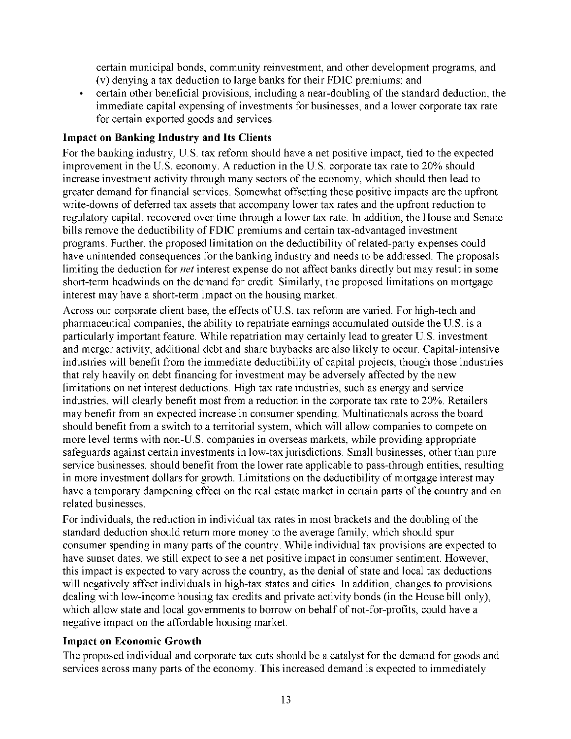certain municipal bonds, community reinvestment, and other development programs, and (v) denying a tax deduction to large banks for their FDIC premiums; and

- certain other beneficial provisions, including a near-doubling of the standard deduction, the immediate capital expensing of investments for businesses, and a lower corporate tax rate for certain exported goods and services.

**Impact on Banking Industry and Its Clients**

For the banking industry, U.S. tax reform should have a net positive impact, tied to the expected improvement in the U.S. economy. A reduction in the U.S. corporate tax rate to 20% should increase investment activity through many sectors of the economy, which should then lead to greater demand for financial services. Somewhat offsetting these positive impacts are the upfront write-downs of deferred tax assets that accompany lower tax rates and the upfront reduction to regulatory capital, recovered over time through a lower tax rate. In addition, the House and Senate bills remove the deductibility of FDIC premiums and certain tax-advantaged investment programs. Further, the proposed limitation on the deductibility of related-party expenses could have unintended consequences for the banking industry and needs to be addressed. The proposals limiting the deduction for *net* interest expense do not affect banks directly but may result in some short-term headwinds on the demand for credit. Similarly, the proposed limitations on mortgage interest may have a short-term impact on the housing market.

Across our corporate client base, the effects of U.S. tax reform are varied. For high-tech and pharmaceutical companies, the ability to repatriate earnings accumulated outside the U.S. is a particularly important feature. While repatriation may certainly lead to greater U.S. investment and merger activity, additional debt and share buybacks are also likely to occur. Capital-intensive industries will benefit from the immediate deductibility of capital projects, though those industries that rely heavily on debt financing for investment may be adversely affected by the new limitations on net interest deductions. High tax rate industries, such as energy and service industries, will clearly benefit most from a reduction in the corporate tax rate to 20%. Retailers may benefit from an expected increase in consumer spending. Multinationals across the board should benefit from a switch to a territorial system, which will allow companies to compete on more level terms with non-U.S. companies in overseas markets, while providing appropriate safeguards against certain investments in low-tax jurisdictions. Small businesses, other than pure service businesses, should benefit from the lower rate applicable to pass-through entities, resulting in more investment dollars for growth. Limitations on the deductibility of mortgage interest may have a temporary dampening effect on the real estate market in certain parts of the country and on related businesses.

For individuals, the reduction in individual tax rates in most brackets and the doubling of the standard deduction should return more money to the average family, which should spur consumer spending in many parts of the country. While individual tax provisions are expected to have sunset dates, we still expect to see a net positive impact in consumer sentiment. However, this impact is expected to vary across the country, as the denial of state and local tax deductions will negatively affect individuals in high-tax states and cities. In addition, changes to provisions dealing with low-income housing tax credits and private activity bonds (in the House bill only), which allow state and local governments to borrow on behalf of not-for-profits, could have a negative impact on the affordable housing market.

**Impact on Economic Growth**

The proposed individual and corporate tax cuts should be a catalyst for the demand for goods and services across many parts of the economy. This increased demand is expected to immediately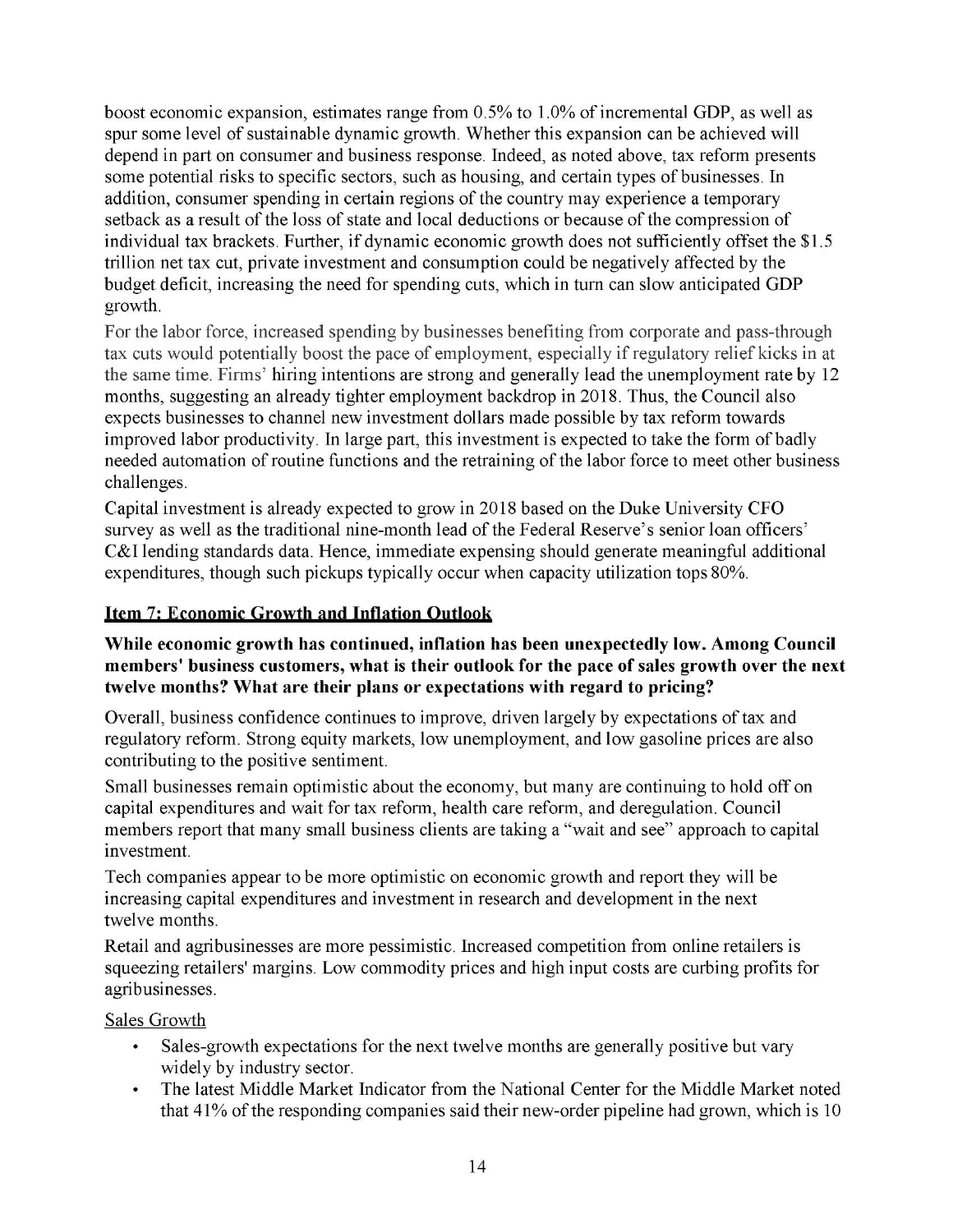boost economic expansion, estimates range from 0.5% to 1.0% of incremental GDP, as well as spur some level of sustainable dynamic growth. Whether this expansion can be achieved will depend in part on consumer and business response. Indeed, as noted above, tax reform presents some potential risks to specific sectors, such as housing, and certain types of businesses. In addition, consumer spending in certain regions of the country may experience a temporary setback as a result of the loss of state and local deductions or because of the compression of individual tax brackets. Further, if dynamic economic growth does not sufficiently offset the $1.5 trillion net tax cut, private investment and consumption could be negatively affected by the budget deficit, increasing the need for spending cuts, which in turn can slow anticipated GDP growth.

For the labor force, increased spending by businesses benefiting from corporate and pass-through tax cuts would potentially boost the pace of employment, especially if regulatory relief kicks in at the same time. Firms' hiring intentions are strong and generally lead the unemployment rate by 12 months, suggesting an already tighter employment backdrop in 2018. Thus, the Council also expects businesses to channel new investment dollars made possible by tax reform towards improved labor productivity. In large part, this investment is expected to take the form of badly needed automation of routine functions and the retraining of the labor force to meet other business challenges.

Capital investment is already expected to grow in 2018 based on the Duke University CFO survey as well as the traditional nine-month lead of the Federal Reserve's senior loan officers' C&I lending standards data. Hence, immediate expensing should generate meaningful additional expenditures, though such pickups typically occur when capacity utilization tops 80%.

## Item 7: Economic Growth and Inflation Outlook

**While economic growth has continued, inflation has been unexpectedly low. Among Council members' business customers, what is their outlook for the pace of sales growth over the next twelve months? What are their plans or expectations with regard to pricing?**

Overall, business confidence continues to improve, driven largely by expectations of tax and regulatory reform. Strong equity markets, low unemployment, and low gasoline prices are also contributing to the positive sentiment.

Small businesses remain optimistic about the economy, but many are continuing to hold off on capital expenditures and wait for tax reform, health care reform, and deregulation. Council members report that many small business clients are taking a "wait and see" approach to capital investment.

Tech companies appear to be more optimistic on economic growth and report they will be increasing capital expenditures and investment in research and development in the next twelve months.

Retail and agribusinesses are more pessimistic. Increased competition from online retailers is squeezing retailers' margins. Low commodity prices and high input costs are curbing profits for agribusinesses.

Sales Growth

- Sales-growth expectations for the next twelve months are generally positive but vary widely by industry sector.
- The latest Middle Market Indicator from the National Center for the Middle Market noted that 41% of the responding companies said their new-order pipeline had grown, which is 10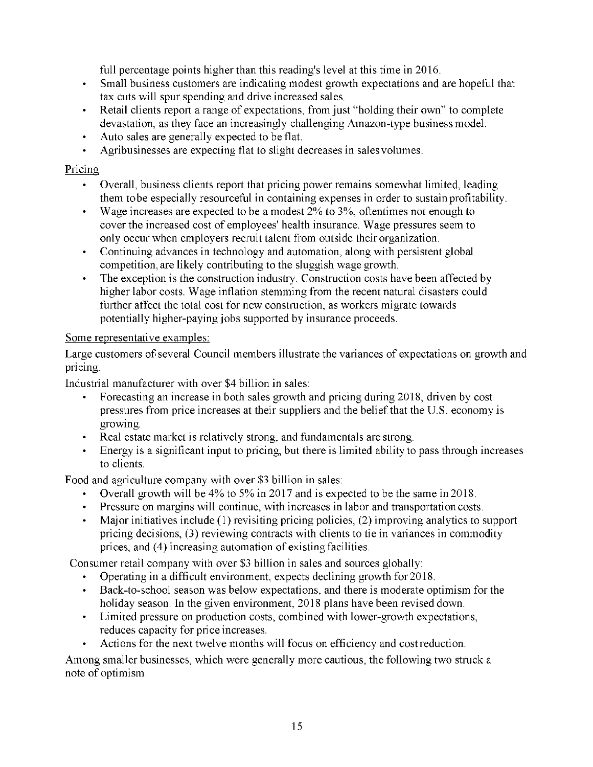full percentage points higher than this reading's level at this time in 2016.

- Small business customers are indicating modest growth expectations and are hopeful that tax cuts will spur spending and drive increased sales.
- Retail clients report a range of expectations, from just "holding their own" to complete devastation, as they face an increasingly challenging Amazon-type business model.
- Auto sales are generally expected to be flat.
- Agribusinesses are expecting flat to slight decreases in sales volumes.

Pricing

- Overall, business clients report that pricing power remains somewhat limited, leading them to be especially resourceful in containing expenses in order to sustain profitability.
- Wage increases are expected to be a modest 2% to 3%, oftentimes not enough to cover the increased cost of employees' health insurance. Wage pressures seem to only occur when employers recruit talent from outside their organization.
- Continuing advances in technology and automation, along with persistent global competition, are likely contributing to the sluggish wage growth.
- The exception is the construction industry. Construction costs have been affected by higher labor costs. Wage inflation stemming from the recent natural disasters could further affect the total cost for new construction, as workers migrate towards potentially higher-paying jobs supported by insurance proceeds.

Some representative examples:

Large customers of several Council members illustrate the variances of expectations on growth and pricing.

Industrial manufacturer with over $4 billion in sales:

- Forecasting an increase in both sales growth and pricing during 2018, driven by cost pressures from price increases at their suppliers and the belief that the U.S. economy is growing.
- Real estate market is relatively strong, and fundamentals are strong.
- Energy is a significant input to pricing, but there is limited ability to pass through increases to clients.

Food and agriculture company with over $3 billion in sales:

- Overall growth will be 4% to 5% in 2017 and is expected to be the same in 2018.
- Pressure on margins will continue, with increases in labor and transportation costs.
- Major initiatives include (1) revisiting pricing policies, (2) improving analytics to support pricing decisions, (3) reviewing contracts with clients to tie in variances in commodity prices, and (4) increasing automation of existing facilities.

Consumer retail company with over $3 billion in sales and sources globally:

- Operating in a difficult environment, expects declining growth for 2018.
- Back-to-school season was below expectations, and there is moderate optimism for the holiday season. In the given environment, 2018 plans have been revised down.
- Limited pressure on production costs, combined with lower-growth expectations, reduces capacity for price increases.
- Actions for the next twelve months will focus on efficiency and cost reduction.

Among smaller businesses, which were generally more cautious, the following two struck a note of optimism.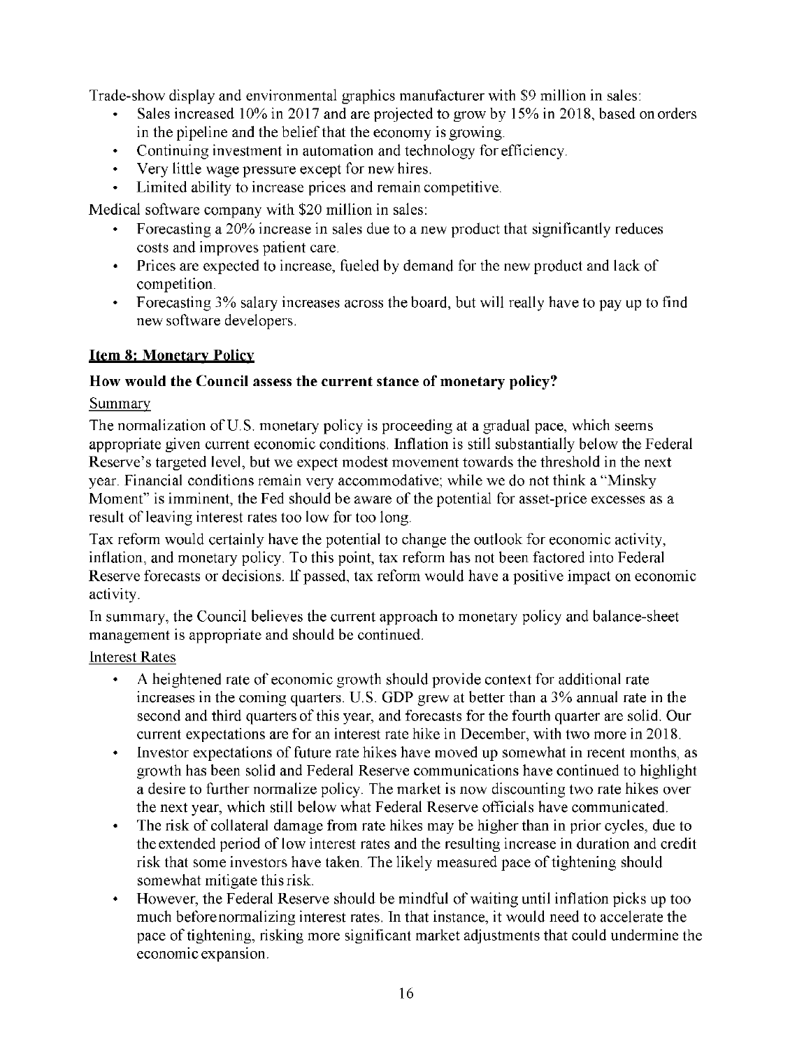Trade-show display and environmental graphics manufacturer with $9 million in sales:

- Sales increased 10% in 2017 and are projected to grow by 15% in 2018, based on orders in the pipeline and the belief that the economy is growing.
- Continuing investment in automation and technology for efficiency.
- Very little wage pressure except for new hires.
- Limited ability to increase prices and remain competitive.

Medical software company with $20 million in sales:

- Forecasting a 20% increase in sales due to a new product that significantly reduces costs and improves patient care.
- Prices are expected to increase, fueled by demand for the new product and lack of competition.
- Forecasting 3% salary increases across the board, but will really have to pay up to find new software developers.

## Item 8: Monetary Policy

**How would the Council assess the current stance of monetary policy?**

Summary

The normalization of U.S. monetary policy is proceeding at a gradual pace, which seems appropriate given current economic conditions. Inflation is still substantially below the Federal Reserve's targeted level, but we expect modest movement towards the threshold in the next year. Financial conditions remain very accommodative; while we do not think a "Minsky Moment" is imminent, the Fed should be aware of the potential for asset-price excesses as a result of leaving interest rates too low for too long.

Tax reform would certainly have the potential to change the outlook for economic activity, inflation, and monetary policy. To this point, tax reform has not been factored into Federal Reserve forecasts or decisions. If passed, tax reform would have a positive impact on economic activity.

In summary, the Council believes the current approach to monetary policy and balance-sheet management is appropriate and should be continued.

Interest Rates

- A heightened rate of economic growth should provide context for additional rate increases in the coming quarters. U.S. GDP grew at better than a 3% annual rate in the second and third quarters of this year, and forecasts for the fourth quarter are solid. Our current expectations are for an interest rate hike in December, with two more in 2018.
- Investor expectations of future rate hikes have moved up somewhat in recent months, as growth has been solid and Federal Reserve communications have continued to highlight a desire to further normalize policy. The market is now discounting two rate hikes over the next year, which still below what Federal Reserve officials have communicated.
- The risk of collateral damage from rate hikes may be higher than in prior cycles, due to the extended period of low interest rates and the resulting increase in duration and credit risk that some investors have taken. The likely measured pace of tightening should somewhat mitigate this risk.
- However, the Federal Reserve should be mindful of waiting until inflation picks up too much before normalizing interest rates. In that instance, it would need to accelerate the pace of tightening, risking more significant market adjustments that could undermine the economic expansion.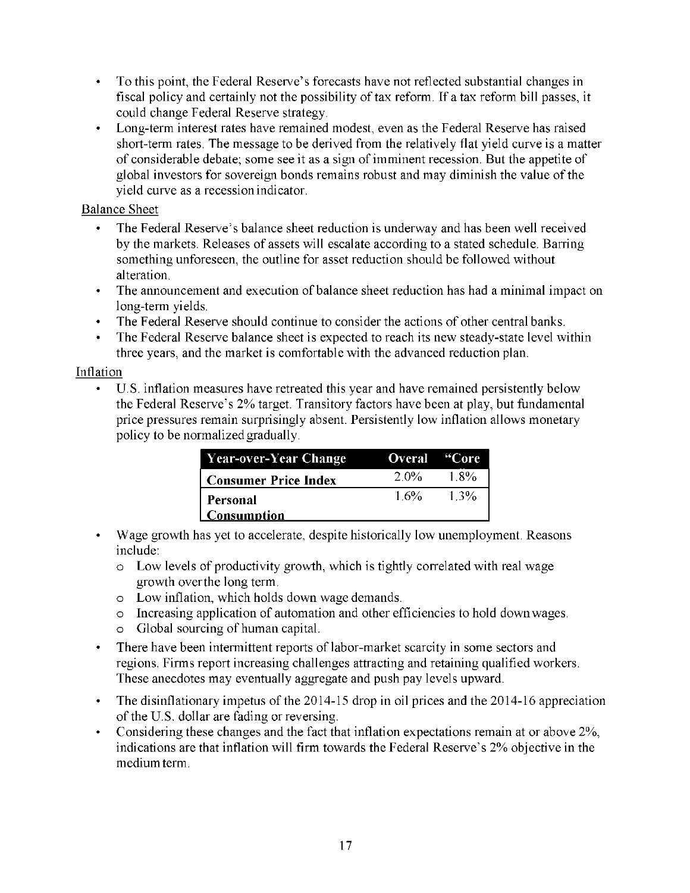- To this point, the Federal Reserve's forecasts have not reflected substantial changes in fiscal policy and certainly not the possibility of tax reform. If a tax reform bill passes, it could change Federal Reserve strategy.
- Long-term interest rates have remained modest, even as the Federal Reserve has raised short-term rates. The message to be derived from the relatively flat yield curve is a matter of considerable debate; some see it as a sign of imminent recession. But the appetite of global investors for sovereign bonds remains robust and may diminish the value of the yield curve as a recession indicator.

Balance Sheet

- The Federal Reserve's balance sheet reduction is underway and has been well received by the markets. Releases of assets will escalate according to a stated schedule. Barring something unforeseen, the outline for asset reduction should be followed without alteration.
- The announcement and execution of balance sheet reduction has had a minimal impact on long-term yields.
- The Federal Reserve should continue to consider the actions of other central banks.
- The Federal Reserve balance sheet is expected to reach its new steady-state level within three years, and the market is comfortable with the advanced reduction plan.

Inflation

- U.S. inflation measures have retreated this year and have remained persistently below the Federal Reserve's 2% target. Transitory factors have been at play, but fundamental price pressures remain surprisingly absent. Persistently low inflation allows monetary policy to be normalized gradually.

| Year-over-Year Change | Overal | "Core |
|---|---|---|
| Consumer Price Index | 2.0% | 1.8% |
| Personal Consumption | 1.6% | 1.3% |

- Wage growth has yet to accelerate, despite historically low unemployment. Reasons include:
    - Low levels of productivity growth, which is tightly correlated with real wage growth over the long term.
    - Low inflation, which holds down wage demands.
    - Increasing application of automation and other efficiencies to hold down wages.
    - Global sourcing of human capital.
- There have been intermittent reports of labor-market scarcity in some sectors and regions. Firms report increasing challenges attracting and retaining qualified workers. These anecdotes may eventually aggregate and push pay levels upward.
- The disinflationary impetus of the 2014-15 drop in oil prices and the 2014-16 appreciation of the U.S. dollar are fading or reversing.
- Considering these changes and the fact that inflation expectations remain at or above 2%, indications are that inflation will firm towards the Federal Reserve's 2% objective in the medium term.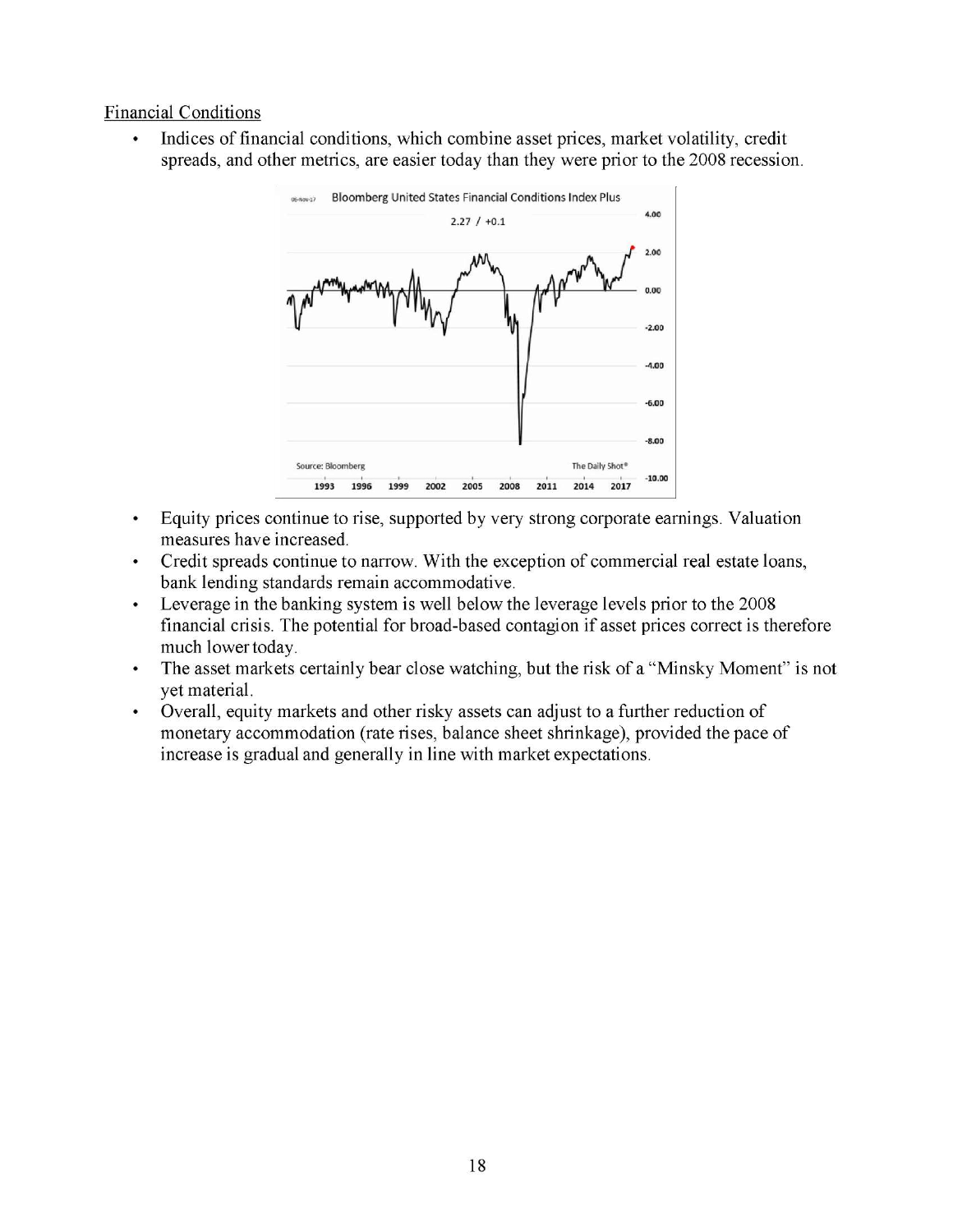Financial Conditions

- Indices of financial conditions, which combine asset prices, market volatility, credit spreads, and other metrics, are easier today than they were prior to the 2008 recession.

06-Nov-17

Bloomberg United States Financial Conditions Index Plus

2.27 / +0.1

4.00
2.00
0.00
-2.00
-4.00
-6.00
-8.00
-10.00

Source: Bloomberg

The Daily Shot®

1993 1996 1999 2002 2005 2008 2011 2014 2017

- Equity prices continue to rise, supported by very strong corporate earnings. Valuation measures have increased.
- Credit spreads continue to narrow. With the exception of commercial real estate loans, bank lending standards remain accommodative.
- Leverage in the banking system is well below the leverage levels prior to the 2008 financial crisis. The potential for broad-based contagion if asset prices correct is therefore much lower today.
- The asset markets certainly bear close watching, but the risk of a "Minsky Moment" is not yet material.
- Overall, equity markets and other risky assets can adjust to a further reduction of monetary accommodation (rate rises, balance sheet shrinkage), provided the pace of increase is gradual and generally in line with market expectations.